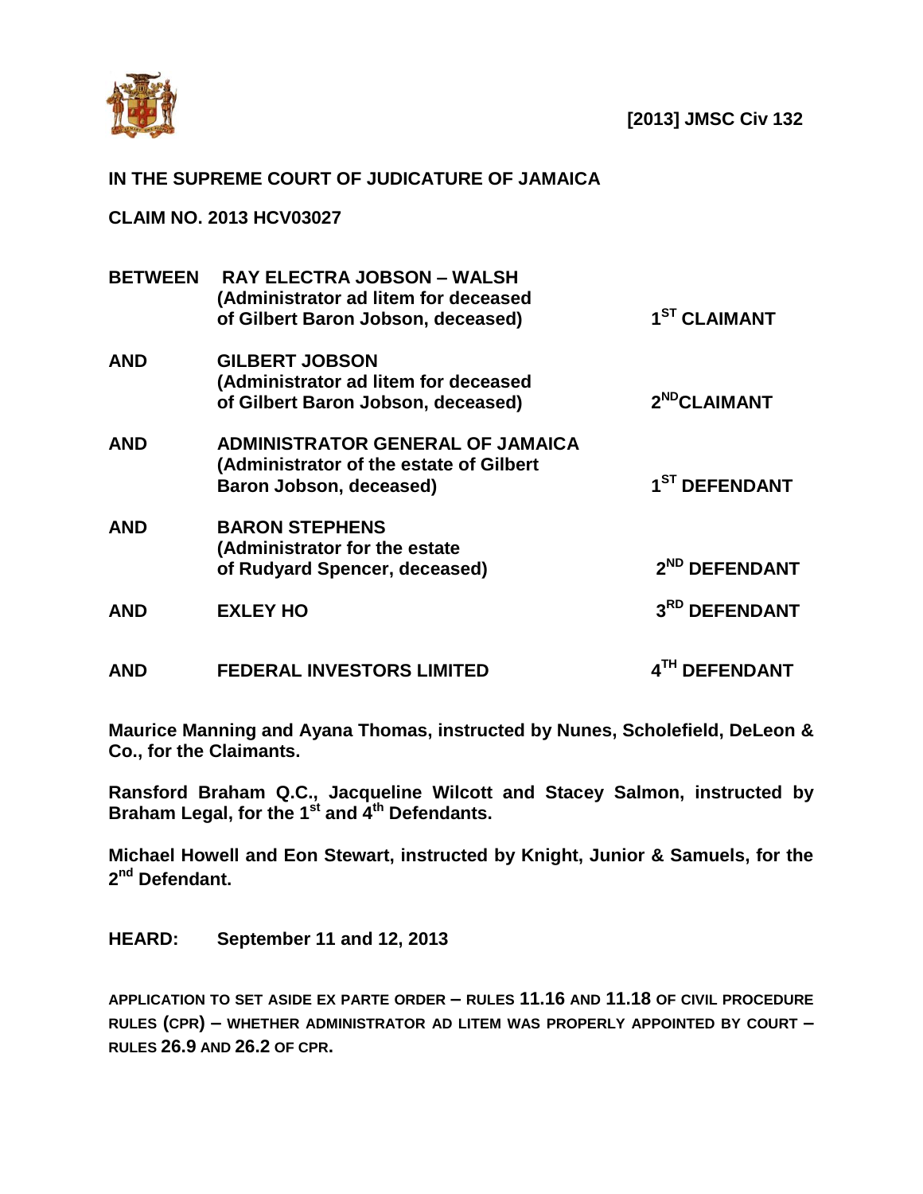**[2013] JMSC Civ 132**

**IN THE SUPREME COURT OF JUDICATURE OF JAMAICA**

**CLAIM NO. 2013 HCV03027**

| | | |
|---|---|---|
| **BETWEEN** | **RAY ELECTRA JOBSON – WALSH (Administrator ad litem for deceased of Gilbert Baron Jobson, deceased)** | **1ST CLAIMANT** |
| **AND** | **GILBERT JOBSON (Administrator ad litem for deceased of Gilbert Baron Jobson, deceased)** | **2ND CLAIMANT** |
| **AND** | **ADMINISTRATOR GENERAL OF JAMAICA (Administrator of the estate of Gilbert Baron Jobson, deceased)** | **1ST DEFENDANT** |
| **AND** | **BARON STEPHENS (Administrator for the estate of Rudyard Spencer, deceased)** | **2ND DEFENDANT** |
| **AND** | **EXLEY HO** | **3RD DEFENDANT** |
| **AND** | **FEDERAL INVESTORS LIMITED** | **4TH DEFENDANT** |

**Maurice Manning and Ayana Thomas, instructed by Nunes, Scholefield, DeLeon & Co., for the Claimants.**

**Ransford Braham Q.C., Jacqueline Wilcott and Stacey Salmon, instructed by Braham Legal, for the 1st and 4th Defendants.**

**Michael Howell and Eon Stewart, instructed by Knight, Junior & Samuels, for the 2nd Defendant.**

**HEARD: September 11 and 12, 2013**

**APPLICATION TO SET ASIDE EX PARTE ORDER – RULES 11.16 AND 11.18 OF CIVIL PROCEDURE RULES (CPR) – WHETHER ADMINISTRATOR AD LITEM WAS PROPERLY APPOINTED BY COURT – RULES 26.9 AND 26.2 OF CPR.**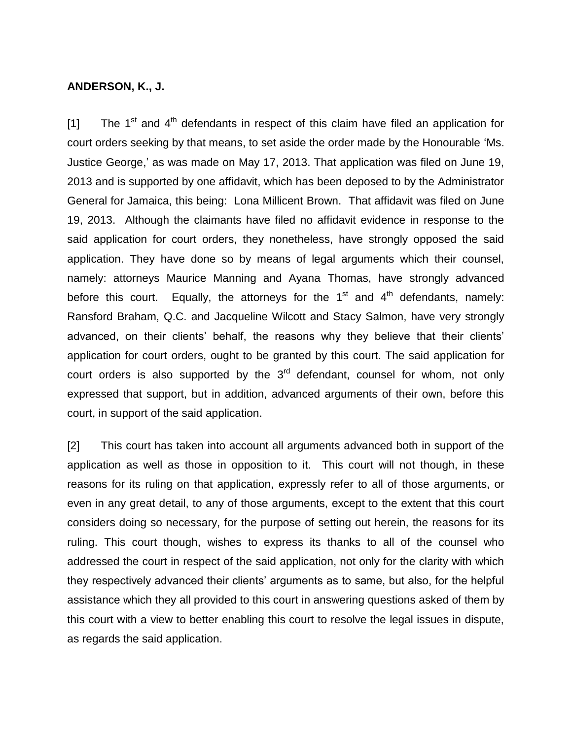**ANDERSON, K., J.**

[1] The 1st and 4th defendants in respect of this claim have filed an application for court orders seeking by that means, to set aside the order made by the Honourable 'Ms. Justice George,' as was made on May 17, 2013. That application was filed on June 19, 2013 and is supported by one affidavit, which has been deposed to by the Administrator General for Jamaica, this being: Lona Millicent Brown. That affidavit was filed on June 19, 2013. Although the claimants have filed no affidavit evidence in response to the said application for court orders, they nonetheless, have strongly opposed the said application. They have done so by means of legal arguments which their counsel, namely: attorneys Maurice Manning and Ayana Thomas, have strongly advanced before this court. Equally, the attorneys for the 1st and 4th defendants, namely: Ransford Braham, Q.C. and Jacqueline Wilcott and Stacy Salmon, have very strongly advanced, on their clients' behalf, the reasons why they believe that their clients' application for court orders, ought to be granted by this court. The said application for court orders is also supported by the 3rd defendant, counsel for whom, not only expressed that support, but in addition, advanced arguments of their own, before this court, in support of the said application.

[2] This court has taken into account all arguments advanced both in support of the application as well as those in opposition to it. This court will not though, in these reasons for its ruling on that application, expressly refer to all of those arguments, or even in any great detail, to any of those arguments, except to the extent that this court considers doing so necessary, for the purpose of setting out herein, the reasons for its ruling. This court though, wishes to express its thanks to all of the counsel who addressed the court in respect of the said application, not only for the clarity with which they respectively advanced their clients' arguments as to same, but also, for the helpful assistance which they all provided to this court in answering questions asked of them by this court with a view to better enabling this court to resolve the legal issues in dispute, as regards the said application.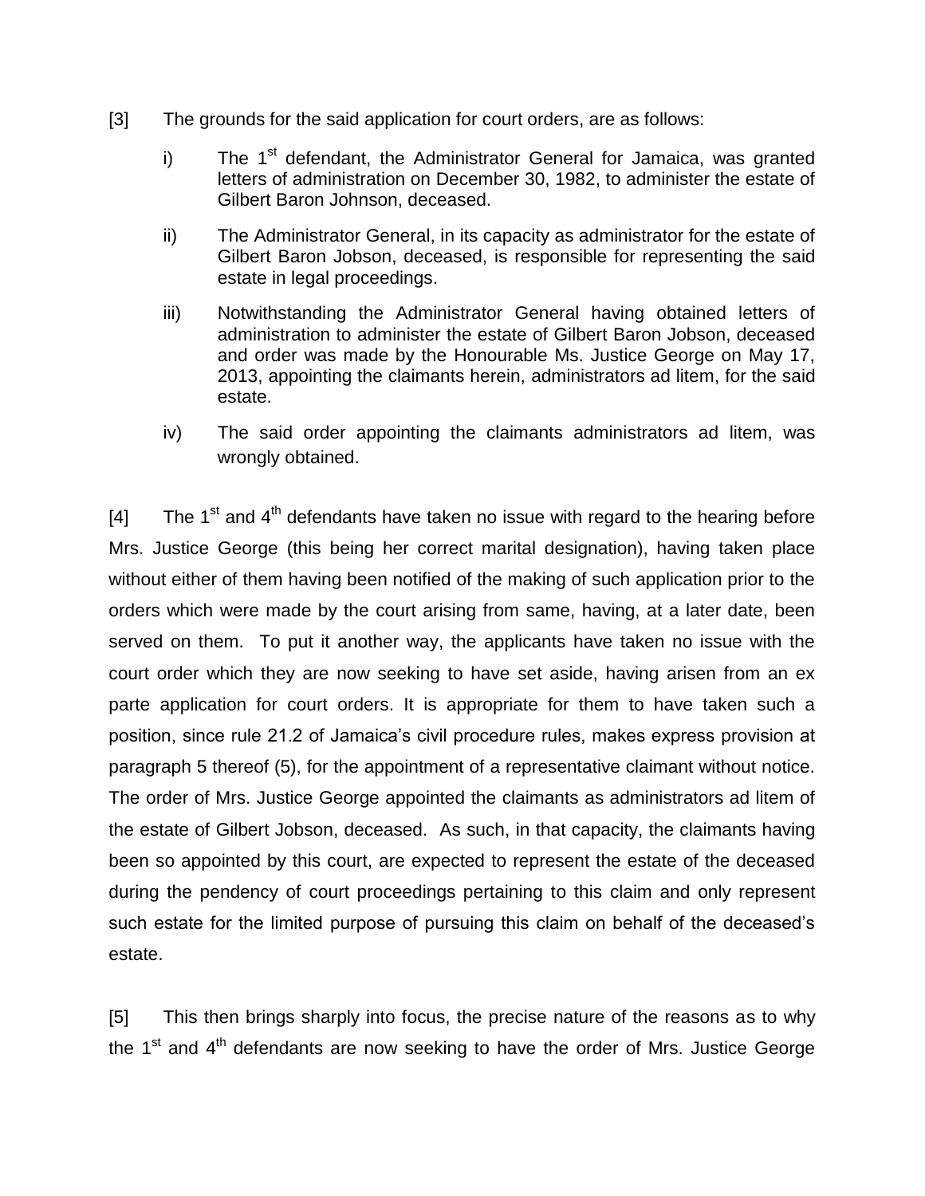[3] The grounds for the said application for court orders, are as follows:

i) The 1st defendant, the Administrator General for Jamaica, was granted letters of administration on December 30, 1982, to administer the estate of Gilbert Baron Johnson, deceased.

ii) The Administrator General, in its capacity as administrator for the estate of Gilbert Baron Jobson, deceased, is responsible for representing the said estate in legal proceedings.

iii) Notwithstanding the Administrator General having obtained letters of administration to administer the estate of Gilbert Baron Jobson, deceased and order was made by the Honourable Ms. Justice George on May 17, 2013, appointing the claimants herein, administrators ad litem, for the said estate.

iv) The said order appointing the claimants administrators ad litem, was wrongly obtained.

[4] The 1st and 4th defendants have taken no issue with regard to the hearing before Mrs. Justice George (this being her correct marital designation), having taken place without either of them having been notified of the making of such application prior to the orders which were made by the court arising from same, having, at a later date, been served on them. To put it another way, the applicants have taken no issue with the court order which they are now seeking to have set aside, having arisen from an ex parte application for court orders. It is appropriate for them to have taken such a position, since rule 21.2 of Jamaica's civil procedure rules, makes express provision at paragraph 5 thereof (5), for the appointment of a representative claimant without notice. The order of Mrs. Justice George appointed the claimants as administrators ad litem of the estate of Gilbert Jobson, deceased. As such, in that capacity, the claimants having been so appointed by this court, are expected to represent the estate of the deceased during the pendency of court proceedings pertaining to this claim and only represent such estate for the limited purpose of pursuing this claim on behalf of the deceased's estate.

[5] This then brings sharply into focus, the precise nature of the reasons as to why the 1st and 4th defendants are now seeking to have the order of Mrs. Justice George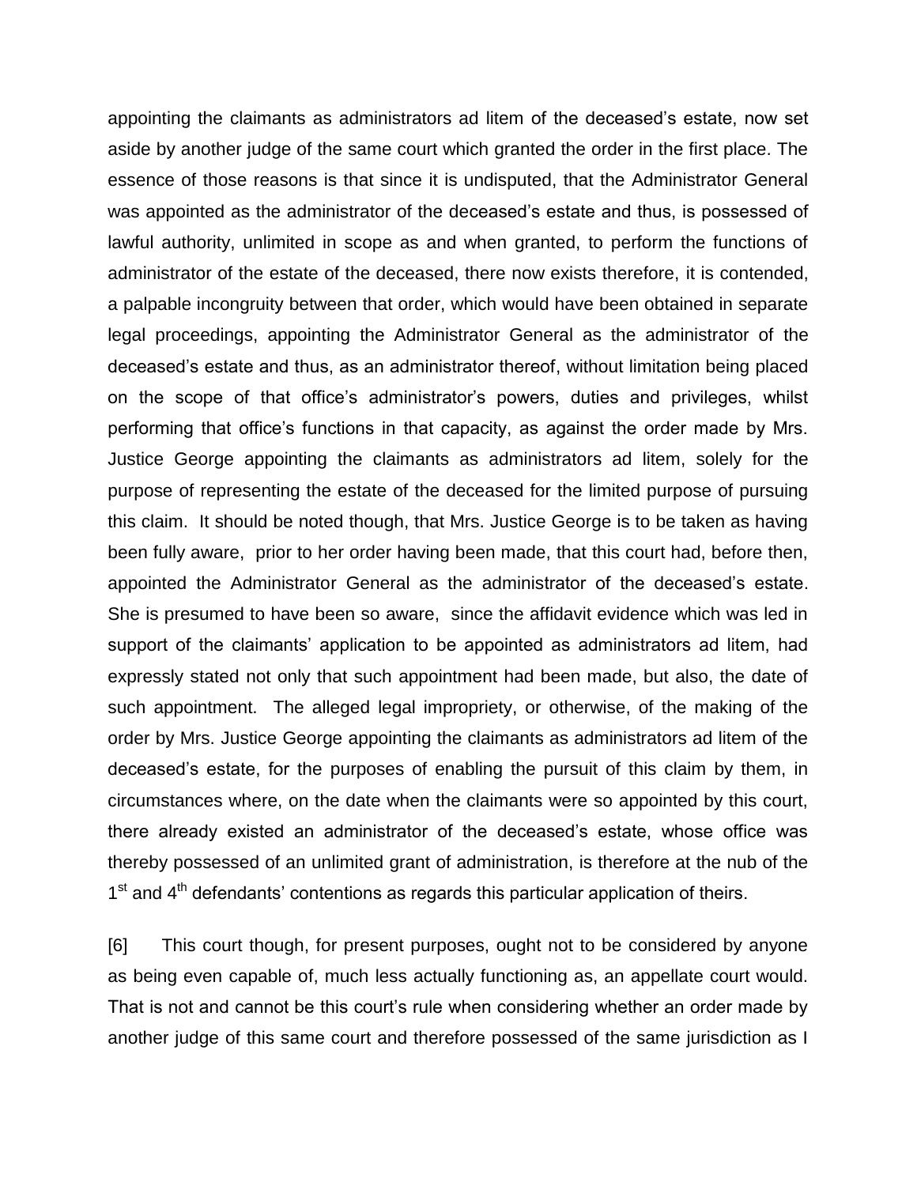appointing the claimants as administrators ad litem of the deceased's estate, now set aside by another judge of the same court which granted the order in the first place. The essence of those reasons is that since it is undisputed, that the Administrator General was appointed as the administrator of the deceased's estate and thus, is possessed of lawful authority, unlimited in scope as and when granted, to perform the functions of administrator of the estate of the deceased, there now exists therefore, it is contended, a palpable incongruity between that order, which would have been obtained in separate legal proceedings, appointing the Administrator General as the administrator of the deceased's estate and thus, as an administrator thereof, without limitation being placed on the scope of that office's administrator's powers, duties and privileges, whilst performing that office's functions in that capacity, as against the order made by Mrs. Justice George appointing the claimants as administrators ad litem, solely for the purpose of representing the estate of the deceased for the limited purpose of pursuing this claim. It should be noted though, that Mrs. Justice George is to be taken as having been fully aware, prior to her order having been made, that this court had, before then, appointed the Administrator General as the administrator of the deceased's estate. She is presumed to have been so aware, since the affidavit evidence which was led in support of the claimants' application to be appointed as administrators ad litem, had expressly stated not only that such appointment had been made, but also, the date of such appointment. The alleged legal impropriety, or otherwise, of the making of the order by Mrs. Justice George appointing the claimants as administrators ad litem of the deceased's estate, for the purposes of enabling the pursuit of this claim by them, in circumstances where, on the date when the claimants were so appointed by this court, there already existed an administrator of the deceased's estate, whose office was thereby possessed of an unlimited grant of administration, is therefore at the nub of the 1st and 4th defendants' contentions as regards this particular application of theirs.

[6] This court though, for present purposes, ought not to be considered by anyone as being even capable of, much less actually functioning as, an appellate court would. That is not and cannot be this court's rule when considering whether an order made by another judge of this same court and therefore possessed of the same jurisdiction as I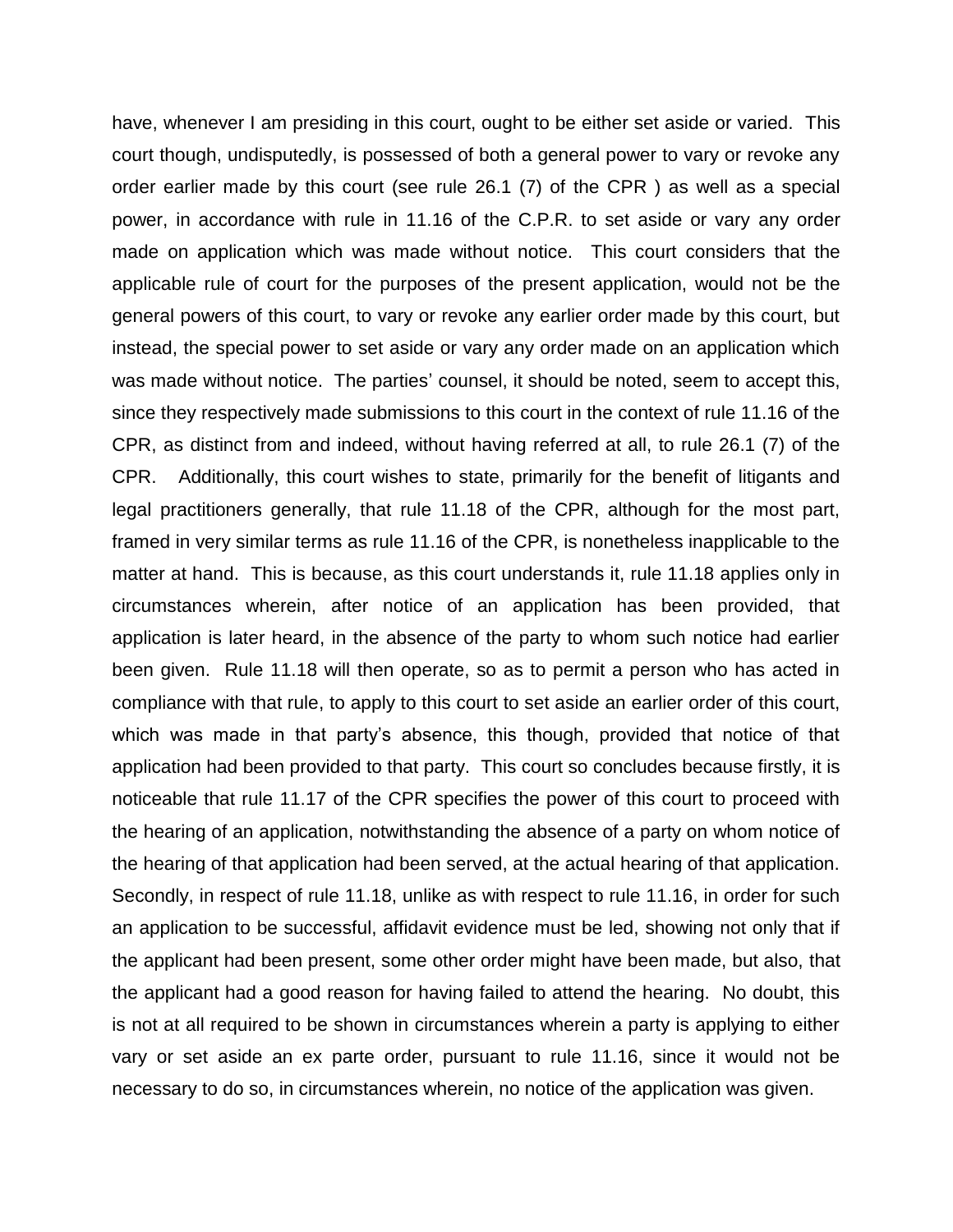have, whenever I am presiding in this court, ought to be either set aside or varied. This court though, undisputedly, is possessed of both a general power to vary or revoke any order earlier made by this court (see rule 26.1 (7) of the CPR ) as well as a special power, in accordance with rule in 11.16 of the C.P.R. to set aside or vary any order made on application which was made without notice. This court considers that the applicable rule of court for the purposes of the present application, would not be the general powers of this court, to vary or revoke any earlier order made by this court, but instead, the special power to set aside or vary any order made on an application which was made without notice. The parties' counsel, it should be noted, seem to accept this, since they respectively made submissions to this court in the context of rule 11.16 of the CPR, as distinct from and indeed, without having referred at all, to rule 26.1 (7) of the CPR. Additionally, this court wishes to state, primarily for the benefit of litigants and legal practitioners generally, that rule 11.18 of the CPR, although for the most part, framed in very similar terms as rule 11.16 of the CPR, is nonetheless inapplicable to the matter at hand. This is because, as this court understands it, rule 11.18 applies only in circumstances wherein, after notice of an application has been provided, that application is later heard, in the absence of the party to whom such notice had earlier been given. Rule 11.18 will then operate, so as to permit a person who has acted in compliance with that rule, to apply to this court to set aside an earlier order of this court, which was made in that party's absence, this though, provided that notice of that application had been provided to that party. This court so concludes because firstly, it is noticeable that rule 11.17 of the CPR specifies the power of this court to proceed with the hearing of an application, notwithstanding the absence of a party on whom notice of the hearing of that application had been served, at the actual hearing of that application. Secondly, in respect of rule 11.18, unlike as with respect to rule 11.16, in order for such an application to be successful, affidavit evidence must be led, showing not only that if the applicant had been present, some other order might have been made, but also, that the applicant had a good reason for having failed to attend the hearing. No doubt, this is not at all required to be shown in circumstances wherein a party is applying to either vary or set aside an ex parte order, pursuant to rule 11.16, since it would not be necessary to do so, in circumstances wherein, no notice of the application was given.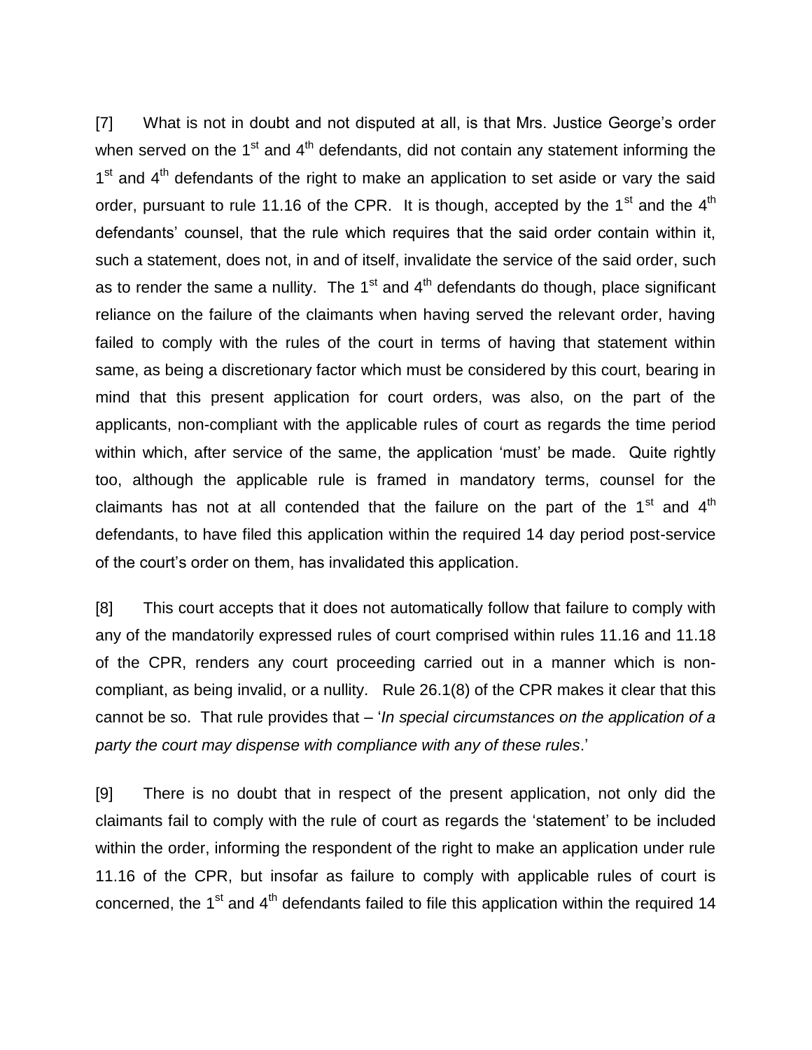[7] What is not in doubt and not disputed at all, is that Mrs. Justice George's order when served on the 1st and 4th defendants, did not contain any statement informing the 1st and 4th defendants of the right to make an application to set aside or vary the said order, pursuant to rule 11.16 of the CPR. It is though, accepted by the 1st and the 4th defendants' counsel, that the rule which requires that the said order contain within it, such a statement, does not, in and of itself, invalidate the service of the said order, such as to render the same a nullity. The 1st and 4th defendants do though, place significant reliance on the failure of the claimants when having served the relevant order, having failed to comply with the rules of the court in terms of having that statement within same, as being a discretionary factor which must be considered by this court, bearing in mind that this present application for court orders, was also, on the part of the applicants, non-compliant with the applicable rules of court as regards the time period within which, after service of the same, the application 'must' be made. Quite rightly too, although the applicable rule is framed in mandatory terms, counsel for the claimants has not at all contended that the failure on the part of the 1st and 4th defendants, to have filed this application within the required 14 day period post-service of the court's order on them, has invalidated this application.

[8] This court accepts that it does not automatically follow that failure to comply with any of the mandatorily expressed rules of court comprised within rules 11.16 and 11.18 of the CPR, renders any court proceeding carried out in a manner which is non-compliant, as being invalid, or a nullity. Rule 26.1(8) of the CPR makes it clear that this cannot be so. That rule provides that – '*In special circumstances on the application of a party the court may dispense with compliance with any of these rules*.'

[9] There is no doubt that in respect of the present application, not only did the claimants fail to comply with the rule of court as regards the 'statement' to be included within the order, informing the respondent of the right to make an application under rule 11.16 of the CPR, but insofar as failure to comply with applicable rules of court is concerned, the 1st and 4th defendants failed to file this application within the required 14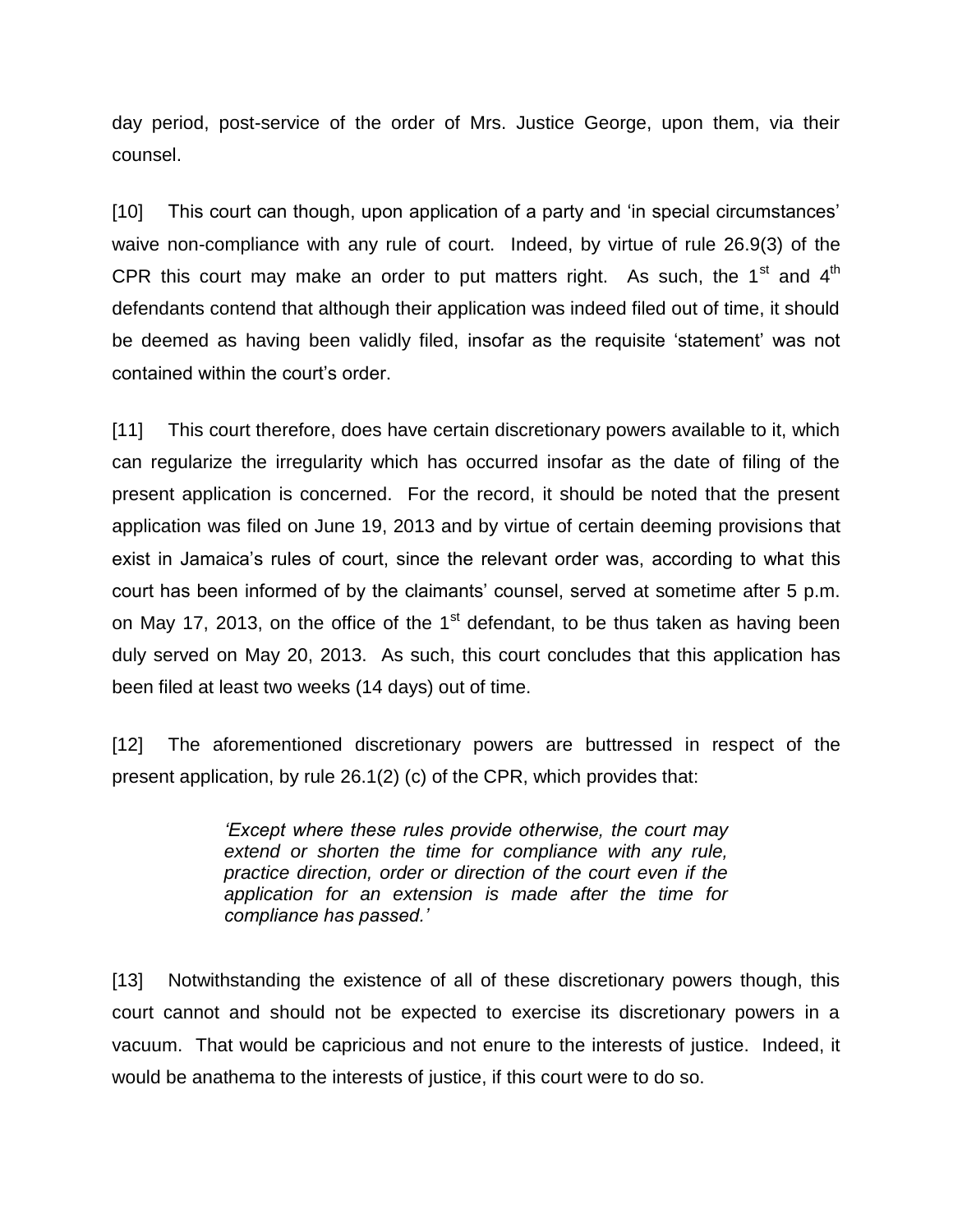day period, post-service of the order of Mrs. Justice George, upon them, via their counsel.

[10] This court can though, upon application of a party and 'in special circumstances' waive non-compliance with any rule of court. Indeed, by virtue of rule 26.9(3) of the CPR this court may make an order to put matters right. As such, the 1st and 4th defendants contend that although their application was indeed filed out of time, it should be deemed as having been validly filed, insofar as the requisite 'statement' was not contained within the court's order.

[11] This court therefore, does have certain discretionary powers available to it, which can regularize the irregularity which has occurred insofar as the date of filing of the present application is concerned. For the record, it should be noted that the present application was filed on June 19, 2013 and by virtue of certain deeming provisions that exist in Jamaica's rules of court, since the relevant order was, according to what this court has been informed of by the claimants' counsel, served at sometime after 5 p.m. on May 17, 2013, on the office of the 1st defendant, to be thus taken as having been duly served on May 20, 2013. As such, this court concludes that this application has been filed at least two weeks (14 days) out of time.

[12] The aforementioned discretionary powers are buttressed in respect of the present application, by rule 26.1(2) (c) of the CPR, which provides that:

> *'Except where these rules provide otherwise, the court may extend or shorten the time for compliance with any rule, practice direction, order or direction of the court even if the application for an extension is made after the time for compliance has passed.'*

[13] Notwithstanding the existence of all of these discretionary powers though, this court cannot and should not be expected to exercise its discretionary powers in a vacuum. That would be capricious and not enure to the interests of justice. Indeed, it would be anathema to the interests of justice, if this court were to do so.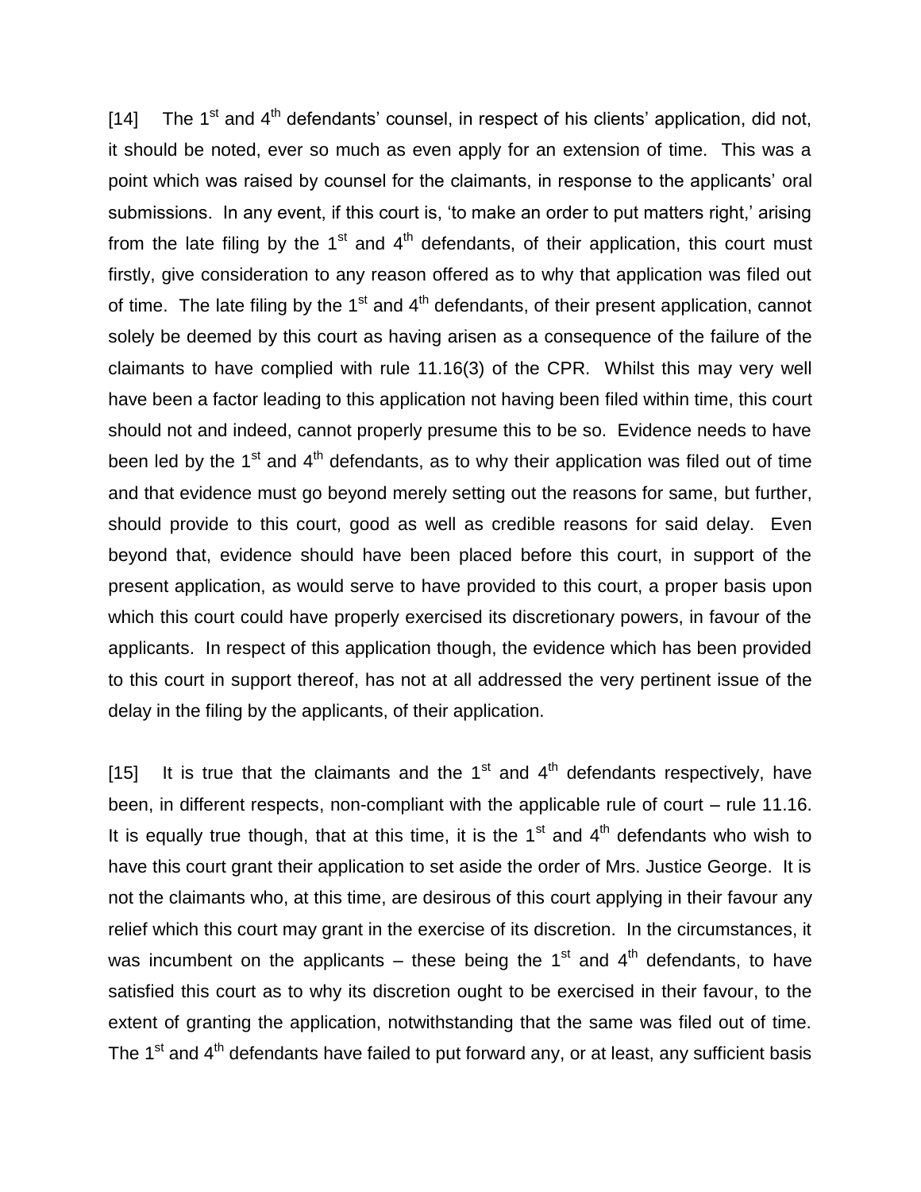[14] The 1st and 4th defendants' counsel, in respect of his clients' application, did not, it should be noted, ever so much as even apply for an extension of time. This was a point which was raised by counsel for the claimants, in response to the applicants' oral submissions. In any event, if this court is, 'to make an order to put matters right,' arising from the late filing by the 1st and 4th defendants, of their application, this court must firstly, give consideration to any reason offered as to why that application was filed out of time. The late filing by the 1st and 4th defendants, of their present application, cannot solely be deemed by this court as having arisen as a consequence of the failure of the claimants to have complied with rule 11.16(3) of the CPR. Whilst this may very well have been a factor leading to this application not having been filed within time, this court should not and indeed, cannot properly presume this to be so. Evidence needs to have been led by the 1st and 4th defendants, as to why their application was filed out of time and that evidence must go beyond merely setting out the reasons for same, but further, should provide to this court, good as well as credible reasons for said delay. Even beyond that, evidence should have been placed before this court, in support of the present application, as would serve to have provided to this court, a proper basis upon which this court could have properly exercised its discretionary powers, in favour of the applicants. In respect of this application though, the evidence which has been provided to this court in support thereof, has not at all addressed the very pertinent issue of the delay in the filing by the applicants, of their application.

[15] It is true that the claimants and the 1st and 4th defendants respectively, have been, in different respects, non-compliant with the applicable rule of court – rule 11.16. It is equally true though, that at this time, it is the 1st and 4th defendants who wish to have this court grant their application to set aside the order of Mrs. Justice George. It is not the claimants who, at this time, are desirous of this court applying in their favour any relief which this court may grant in the exercise of its discretion. In the circumstances, it was incumbent on the applicants – these being the 1st and 4th defendants, to have satisfied this court as to why its discretion ought to be exercised in their favour, to the extent of granting the application, notwithstanding that the same was filed out of time. The 1st and 4th defendants have failed to put forward any, or at least, any sufficient basis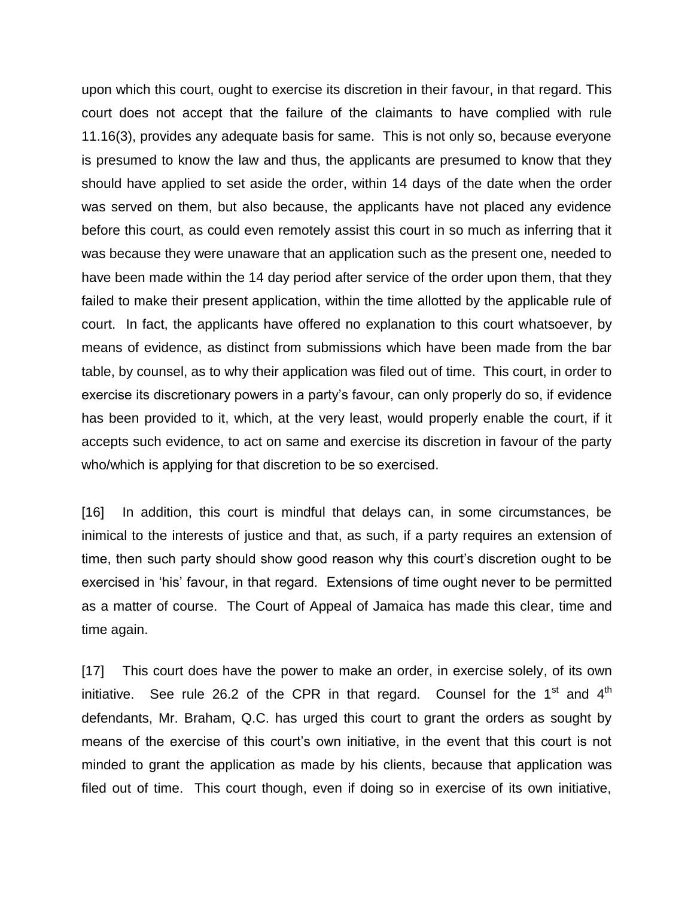upon which this court, ought to exercise its discretion in their favour, in that regard. This court does not accept that the failure of the claimants to have complied with rule 11.16(3), provides any adequate basis for same. This is not only so, because everyone is presumed to know the law and thus, the applicants are presumed to know that they should have applied to set aside the order, within 14 days of the date when the order was served on them, but also because, the applicants have not placed any evidence before this court, as could even remotely assist this court in so much as inferring that it was because they were unaware that an application such as the present one, needed to have been made within the 14 day period after service of the order upon them, that they failed to make their present application, within the time allotted by the applicable rule of court. In fact, the applicants have offered no explanation to this court whatsoever, by means of evidence, as distinct from submissions which have been made from the bar table, by counsel, as to why their application was filed out of time. This court, in order to exercise its discretionary powers in a party's favour, can only properly do so, if evidence has been provided to it, which, at the very least, would properly enable the court, if it accepts such evidence, to act on same and exercise its discretion in favour of the party who/which is applying for that discretion to be so exercised.

[16] In addition, this court is mindful that delays can, in some circumstances, be inimical to the interests of justice and that, as such, if a party requires an extension of time, then such party should show good reason why this court's discretion ought to be exercised in 'his' favour, in that regard. Extensions of time ought never to be permitted as a matter of course. The Court of Appeal of Jamaica has made this clear, time and time again.

[17] This court does have the power to make an order, in exercise solely, of its own initiative. See rule 26.2 of the CPR in that regard. Counsel for the 1st and 4th defendants, Mr. Braham, Q.C. has urged this court to grant the orders as sought by means of the exercise of this court's own initiative, in the event that this court is not minded to grant the application as made by his clients, because that application was filed out of time. This court though, even if doing so in exercise of its own initiative,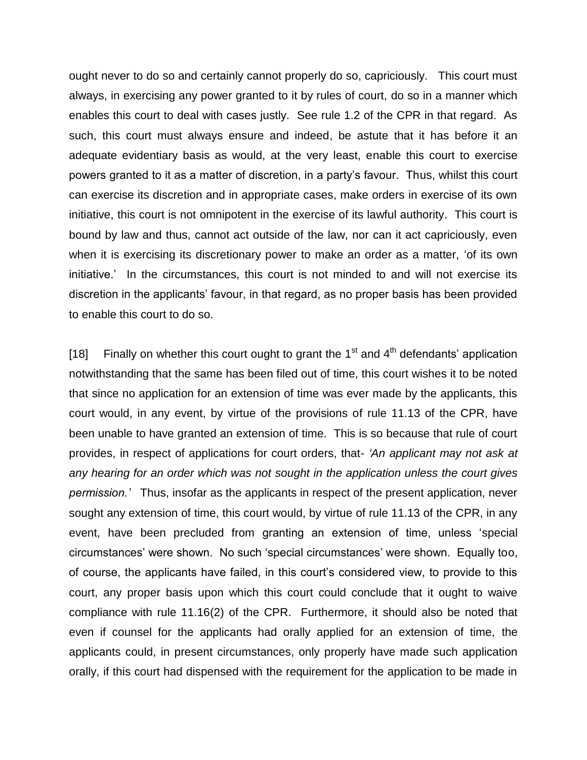ought never to do so and certainly cannot properly do so, capriciously. This court must always, in exercising any power granted to it by rules of court, do so in a manner which enables this court to deal with cases justly. See rule 1.2 of the CPR in that regard. As such, this court must always ensure and indeed, be astute that it has before it an adequate evidentiary basis as would, at the very least, enable this court to exercise powers granted to it as a matter of discretion, in a party's favour. Thus, whilst this court can exercise its discretion and in appropriate cases, make orders in exercise of its own initiative, this court is not omnipotent in the exercise of its lawful authority. This court is bound by law and thus, cannot act outside of the law, nor can it act capriciously, even when it is exercising its discretionary power to make an order as a matter, 'of its own initiative.' In the circumstances, this court is not minded to and will not exercise its discretion in the applicants' favour, in that regard, as no proper basis has been provided to enable this court to do so.

[18] Finally on whether this court ought to grant the 1st and 4th defendants' application notwithstanding that the same has been filed out of time, this court wishes it to be noted that since no application for an extension of time was ever made by the applicants, this court would, in any event, by virtue of the provisions of rule 11.13 of the CPR, have been unable to have granted an extension of time. This is so because that rule of court provides, in respect of applications for court orders, that- *'An applicant may not ask at any hearing for an order which was not sought in the application unless the court gives permission.'* Thus, insofar as the applicants in respect of the present application, never sought any extension of time, this court would, by virtue of rule 11.13 of the CPR, in any event, have been precluded from granting an extension of time, unless 'special circumstances' were shown. No such 'special circumstances' were shown. Equally too, of course, the applicants have failed, in this court's considered view, to provide to this court, any proper basis upon which this court could conclude that it ought to waive compliance with rule 11.16(2) of the CPR. Furthermore, it should also be noted that even if counsel for the applicants had orally applied for an extension of time, the applicants could, in present circumstances, only properly have made such application orally, if this court had dispensed with the requirement for the application to be made in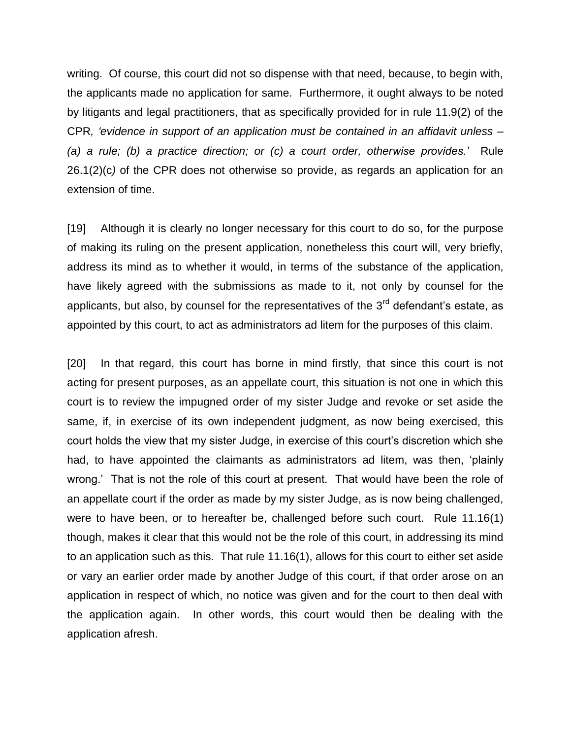writing. Of course, this court did not so dispense with that need, because, to begin with, the applicants made no application for same. Furthermore, it ought always to be noted by litigants and legal practitioners, that as specifically provided for in rule 11.9(2) of the CPR*, 'evidence in support of an application must be contained in an affidavit unless – (a) a rule; (b) a practice direction; or (c) a court order, otherwise provides.'* Rule 26.1(2)(c*)* of the CPR does not otherwise so provide, as regards an application for an extension of time.

[19] Although it is clearly no longer necessary for this court to do so, for the purpose of making its ruling on the present application, nonetheless this court will, very briefly, address its mind as to whether it would, in terms of the substance of the application, have likely agreed with the submissions as made to it, not only by counsel for the applicants, but also, by counsel for the representatives of the 3rd defendant's estate, as appointed by this court, to act as administrators ad litem for the purposes of this claim.

[20] In that regard, this court has borne in mind firstly, that since this court is not acting for present purposes, as an appellate court, this situation is not one in which this court is to review the impugned order of my sister Judge and revoke or set aside the same, if, in exercise of its own independent judgment, as now being exercised, this court holds the view that my sister Judge, in exercise of this court's discretion which she had, to have appointed the claimants as administrators ad litem, was then, 'plainly wrong.' That is not the role of this court at present. That would have been the role of an appellate court if the order as made by my sister Judge, as is now being challenged, were to have been, or to hereafter be, challenged before such court. Rule 11.16(1) though, makes it clear that this would not be the role of this court, in addressing its mind to an application such as this. That rule 11.16(1), allows for this court to either set aside or vary an earlier order made by another Judge of this court, if that order arose on an application in respect of which, no notice was given and for the court to then deal with the application again. In other words, this court would then be dealing with the application afresh.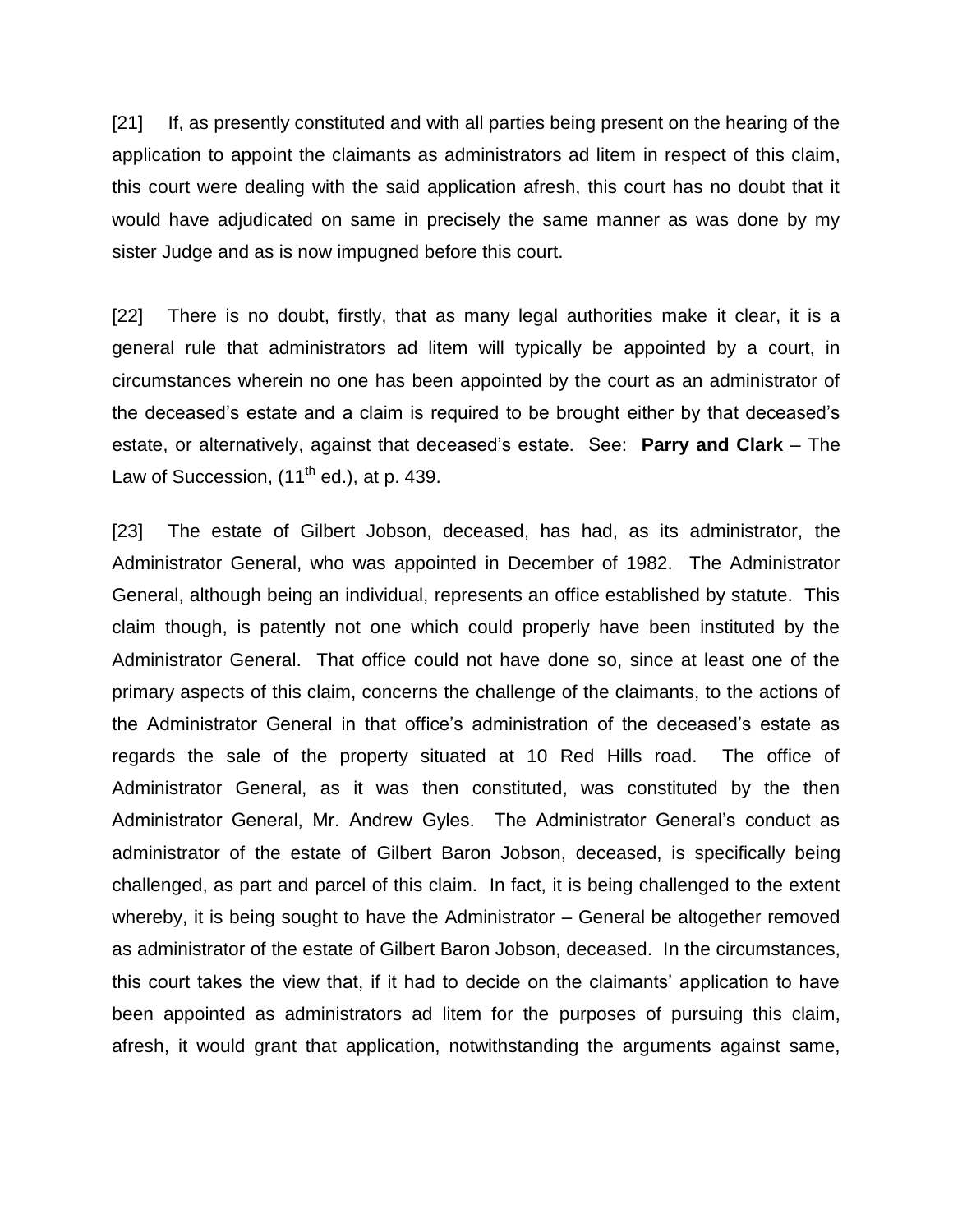[21] If, as presently constituted and with all parties being present on the hearing of the application to appoint the claimants as administrators ad litem in respect of this claim, this court were dealing with the said application afresh, this court has no doubt that it would have adjudicated on same in precisely the same manner as was done by my sister Judge and as is now impugned before this court.

[22] There is no doubt, firstly, that as many legal authorities make it clear, it is a general rule that administrators ad litem will typically be appointed by a court, in circumstances wherein no one has been appointed by the court as an administrator of the deceased's estate and a claim is required to be brought either by that deceased's estate, or alternatively, against that deceased's estate. See: **Parry and Clark** – The Law of Succession, (11th ed.), at p. 439.

[23] The estate of Gilbert Jobson, deceased, has had, as its administrator, the Administrator General, who was appointed in December of 1982. The Administrator General, although being an individual, represents an office established by statute. This claim though, is patently not one which could properly have been instituted by the Administrator General. That office could not have done so, since at least one of the primary aspects of this claim, concerns the challenge of the claimants, to the actions of the Administrator General in that office's administration of the deceased's estate as regards the sale of the property situated at 10 Red Hills road. The office of Administrator General, as it was then constituted, was constituted by the then Administrator General, Mr. Andrew Gyles. The Administrator General's conduct as administrator of the estate of Gilbert Baron Jobson, deceased, is specifically being challenged, as part and parcel of this claim. In fact, it is being challenged to the extent whereby, it is being sought to have the Administrator – General be altogether removed as administrator of the estate of Gilbert Baron Jobson, deceased. In the circumstances, this court takes the view that, if it had to decide on the claimants' application to have been appointed as administrators ad litem for the purposes of pursuing this claim, afresh, it would grant that application, notwithstanding the arguments against same,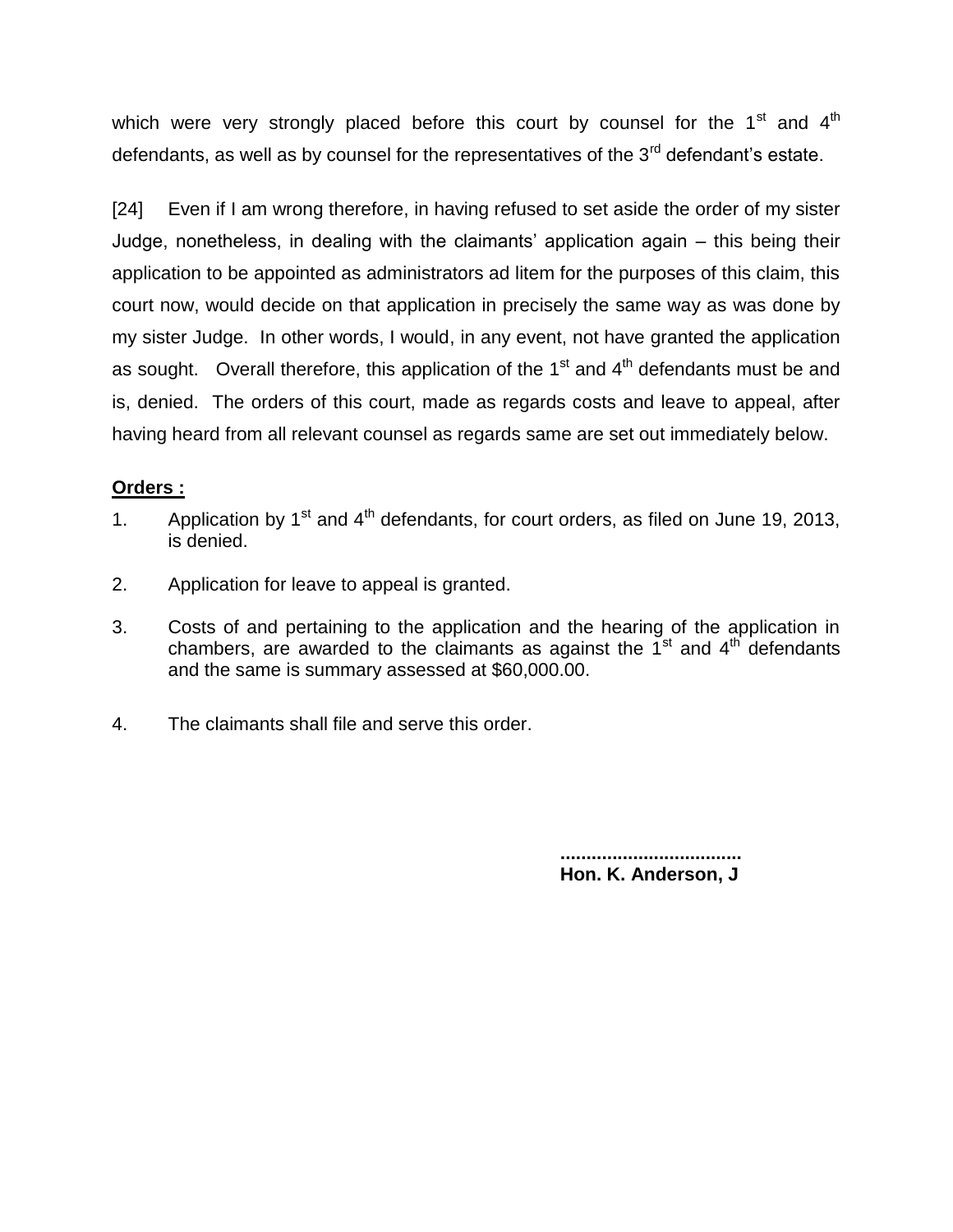which were very strongly placed before this court by counsel for the 1st and 4th defendants, as well as by counsel for the representatives of the 3rd defendant's estate.

[24] Even if I am wrong therefore, in having refused to set aside the order of my sister Judge, nonetheless, in dealing with the claimants' application again – this being their application to be appointed as administrators ad litem for the purposes of this claim, this court now, would decide on that application in precisely the same way as was done by my sister Judge. In other words, I would, in any event, not have granted the application as sought. Overall therefore, this application of the 1st and 4th defendants must be and is, denied. The orders of this court, made as regards costs and leave to appeal, after having heard from all relevant counsel as regards same are set out immediately below.

**Orders :**

1. Application by 1st and 4th defendants, for court orders, as filed on June 19, 2013, is denied.

2. Application for leave to appeal is granted.

3. Costs of and pertaining to the application and the hearing of the application in chambers, are awarded to the claimants as against the 1st and 4th defendants and the same is summary assessed at $60,000.00.

4. The claimants shall file and serve this order.

**..................................**
**Hon. K. Anderson, J**